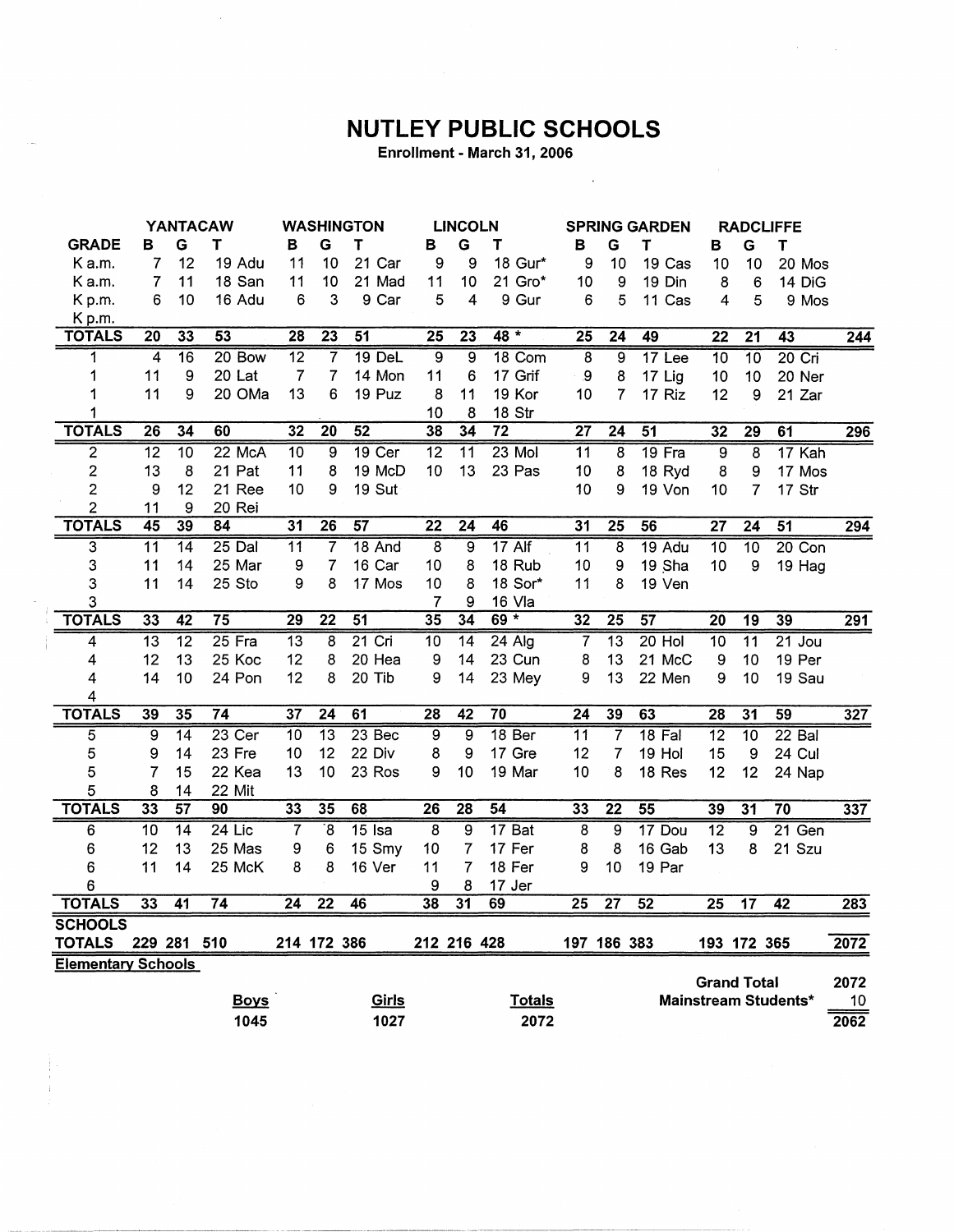# NUTLEY PUBLIC SCHOOLS

**Enrollment - March 31, 2006**

| | YANTACAW | | | WASHINGTON | | | LINCOLN | | | SPRING GARDEN | | | RADCLIFFE | | | |
|---|---|---|---|---|---|---|---|---|---|---|---|---|---|---|---|---|
| **GRADE** | **B** | **G** | **T** | **B** | **G** | **T** | **B** | **G** | **T** | **B** | **G** | **T** | **B** | **G** | **T** | |
| K a.m. | 7 | 12 | 19 Adu | 11 | 10 | 21 Car | 9 | 9 | 18 Gur* | 9 | 10 | 19 Cas | 10 | 10 | 20 Mos | |
| K a.m. | 7 | 11 | 18 San | 11 | 10 | 21 Mad | 11 | 10 | 21 Gro* | 10 | 9 | 19 Din | 8 | 6 | 14 DiG | |
| K p.m. | 6 | 10 | 16 Adu | 6 | 3 | 9 Car | 5 | 4 | 9 Gur | 6 | 5 | 11 Cas | 4 | 5 | 9 Mos | |
| K p.m. | | | | | | | | | | | | | | | | |
| **TOTALS** | 20 | 33 | 53 | 28 | 23 | 51 | 25 | 23 | 48 * | 25 | 24 | 49 | 22 | 21 | 43 | 244 |
| 1 | 4 | 16 | 20 Bow | 12 | 7 | 19 DeL | 9 | 9 | 18 Com | 8 | 9 | 17 Lee | 10 | 10 | 20 Cri | |
| 1 | 11 | 9 | 20 Lat | 7 | 7 | 14 Mon | 11 | 6 | 17 Grif | 9 | 8 | 17 Lig | 10 | 10 | 20 Ner | |
| 1 | 11 | 9 | 20 OMa | 13 | 6 | 19 Puz | 8 | 11 | 19 Kor | 10 | 7 | 17 Riz | 12 | 9 | 21 Zar | |
| 1 | | | | | | | 10 | 8 | 18 Str | | | | | | | |
| **TOTALS** | 26 | 34 | 60 | 32 | 20 | 52 | 38 | 34 | 72 | 27 | 24 | 51 | 32 | 29 | 61 | 296 |
| 2 | 12 | 10 | 22 McA | 10 | 9 | 19 Cer | 12 | 11 | 23 Mol | 11 | 8 | 19 Fra | 9 | 8 | 17 Kah | |
| 2 | 13 | 8 | 21 Pat | 11 | 8 | 19 McD | 10 | 13 | 23 Pas | 10 | 8 | 18 Ryd | 8 | 9 | 17 Mos | |
| 2 | 9 | 12 | 21 Ree | 10 | 9 | 19 Sut | | | | 10 | 9 | 19 Von | 10 | 7 | 17 Str | |
| 2 | 11 | 9 | 20 Rei | | | | | | | | | | | | | |
| **TOTALS** | 45 | 39 | 84 | 31 | 26 | 57 | 22 | 24 | 46 | 31 | 25 | 56 | 27 | 24 | 51 | 294 |
| 3 | 11 | 14 | 25 Dal | 11 | 7 | 18 And | 8 | 9 | 17 Alf | 11 | 8 | 19 Adu | 10 | 10 | 20 Con | |
| 3 | 11 | 14 | 25 Mar | 9 | 7 | 16 Car | 10 | 8 | 18 Rub | 10 | 9 | 19 Sha | 10 | 9 | 19 Hag | |
| 3 | 11 | 14 | 25 Sto | 9 | 8 | 17 Mos | 10 | 8 | 18 Sor* | 11 | 8 | 19 Ven | | | | |
| 3 | | | | | | | 7 | 9 | 16 Vla | | | | | | | |
| **TOTALS** | 33 | 42 | 75 | 29 | 22 | 51 | 35 | 34 | 69 * | 32 | 25 | 57 | 20 | 19 | 39 | 291 |
| 4 | 13 | 12 | 25 Fra | 13 | 8 | 21 Cri | 10 | 14 | 24 Alg | 7 | 13 | 20 Hol | 10 | 11 | 21 Jou | |
| 4 | 12 | 13 | 25 Koc | 12 | 8 | 20 Hea | 9 | 14 | 23 Cun | 8 | 13 | 21 McC | 9 | 10 | 19 Per | |
| 4 | 14 | 10 | 24 Pon | 12 | 8 | 20 Tib | 9 | 14 | 23 Mey | 9 | 13 | 22 Men | 9 | 10 | 19 Sau | |
| 4 | | | | | | | | | | | | | | | | |
| **TOTALS** | 39 | 35 | 74 | 37 | 24 | 61 | 28 | 42 | 70 | 24 | 39 | 63 | 28 | 31 | 59 | 327 |
| 5 | 9 | 14 | 23 Cer | 10 | 13 | 23 Bec | 9 | 9 | 18 Ber | 11 | 7 | 18 Fal | 12 | 10 | 22 Bal | |
| 5 | 9 | 14 | 23 Fre | 10 | 12 | 22 Div | 8 | 9 | 17 Gre | 12 | 7 | 19 Hol | 15 | 9 | 24 Cul | |
| 5 | 7 | 15 | 22 Kea | 13 | 10 | 23 Ros | 9 | 10 | 19 Mar | 10 | 8 | 18 Res | 12 | 12 | 24 Nap | |
| 5 | 8 | 14 | 22 Mit | | | | | | | | | | | | | |
| **TOTALS** | 33 | 57 | 90 | 33 | 35 | 68 | 26 | 28 | 54 | 33 | 22 | 55 | 39 | 31 | 70 | 337 |
| 6 | 10 | 14 | 24 Lic | 7 | 8 | 15 Isa | 8 | 9 | 17 Bat | 8 | 9 | 17 Dou | 12 | 9 | 21 Gen | |
| 6 | 12 | 13 | 25 Mas | 9 | 6 | 15 Smy | 10 | 7 | 17 Fer | 8 | 8 | 16 Gab | 13 | 8 | 21 Szu | |
| 6 | 11 | 14 | 25 McK | 8 | 8 | 16 Ver | 11 | 7 | 18 Fer | 9 | 10 | 19 Par | | | | |
| 6 | | | | | | | 9 | 8 | 17 Jer | | | | | | | |
| **TOTALS** | 33 | 41 | 74 | 24 | 22 | 46 | 38 | 31 | 69 | 25 | 27 | 52 | 25 | 17 | 42 | 283 |
| **SCHOOLS TOTALS** | 229 | 281 | 510 | 214 | 172 | 386 | 212 | 216 | 428 | 197 | 186 | 383 | 193 | 172 | 365 | 2072 |

**Elementary Schools**

| Boys | Girls | Totals |
|---|---|---|
| 1045 | 1027 | 2072 |

| | |
|---|---|
| **Grand Total** | 2072 |
| **Mainstream Students*** | 10 |
| | 2062 |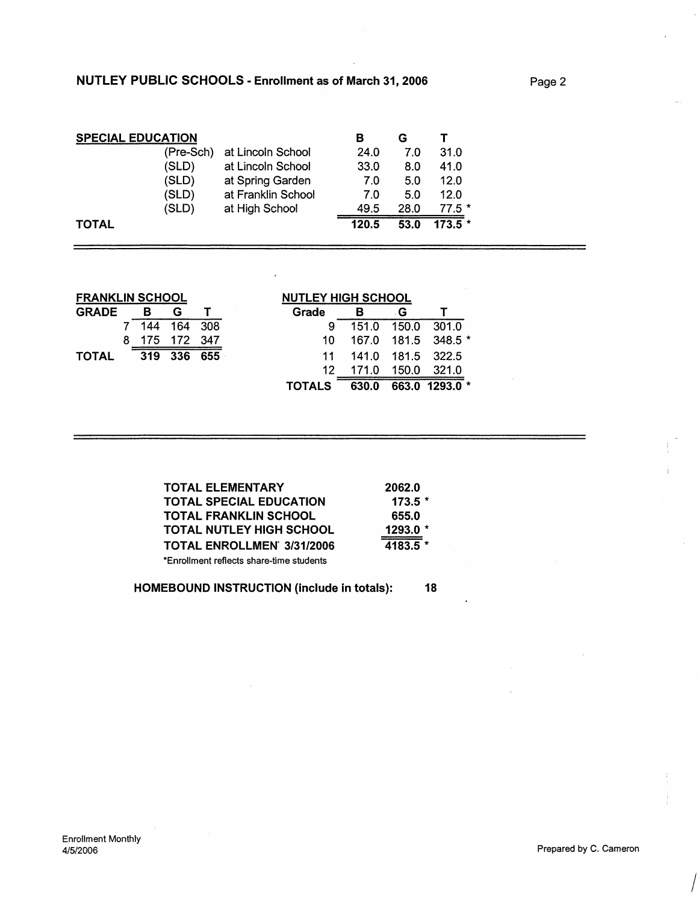## NUTLEY PUBLIC SCHOOLS - Enrollment as of March 31, 2006

| SPECIAL EDUCATION | | | B | G | T |
|---|---|---|---|---|---|
| | (Pre-Sch) | at Lincoln School | 24.0 | 7.0 | 31.0 |
| | (SLD) | at Lincoln School | 33.0 | 8.0 | 41.0 |
| | (SLD) | at Spring Garden | 7.0 | 5.0 | 12.0 |
| | (SLD) | at Franklin School | 7.0 | 5.0 | 12.0 |
| | (SLD) | at High School | 49.5 | 28.0 | 77.5 * |
| **TOTAL** | | | 120.5 | 53.0 | 173.5 * |

**FRANKLIN SCHOOL**

| GRADE | B | G | T |
|---|---|---|---|
| 7 | 144 | 164 | 308 |
| 8 | 175 | 172 | 347 |
| **TOTAL** | 319 | 336 | 655 |

**NUTLEY HIGH SCHOOL**

| Grade | B | G | T |
|---|---|---|---|
| 9 | 151.0 | 150.0 | 301.0 |
| 10 | 167.0 | 181.5 | 348.5 * |
| 11 | 141.0 | 181.5 | 322.5 |
| 12 | 171.0 | 150.0 | 321.0 |
| **TOTALS** | 630.0 | 663.0 | 1293.0 * |

| | |
|---|---|
| **TOTAL ELEMENTARY** | 2062.0 |
| **TOTAL SPECIAL EDUCATION** | 173.5 * |
| **TOTAL FRANKLIN SCHOOL** | 655.0 |
| **TOTAL NUTLEY HIGH SCHOOL** | 1293.0 * |
| **TOTAL ENROLLMEN' 3/31/2006** | 4183.5 * |

*Enrollment reflects share-time students

**HOMEBOUND INSTRUCTION (include in totals):** 18

Enrollment Monthly
4/5/2006

Prepared by C. Cameron